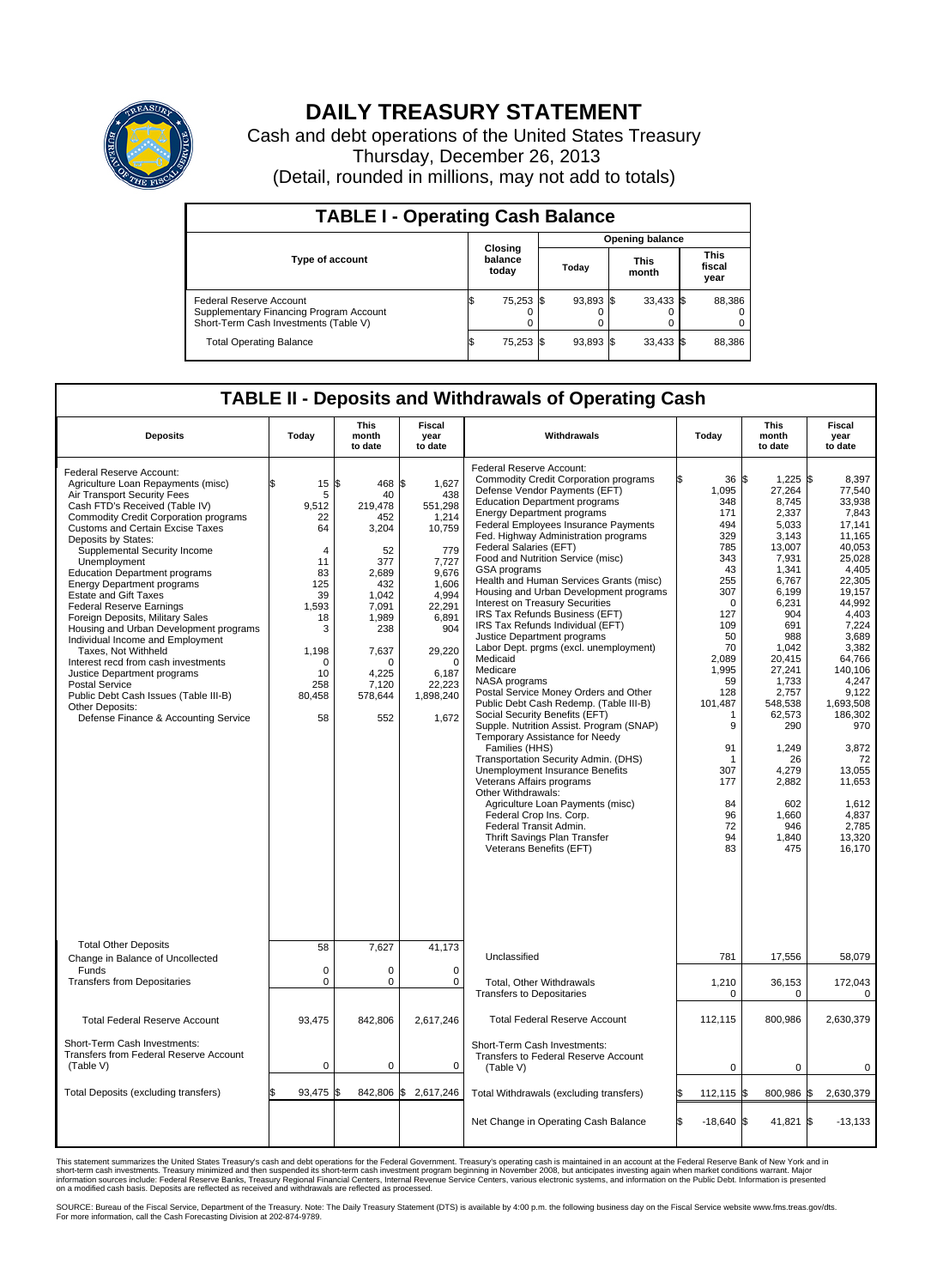# DAILY TREASURY STATEMENT

Cash and debt operations of the United States Treasury
Thursday, December 26, 2013
(Detail, rounded in millions, may not add to totals)

## TABLE I - Operating Cash Balance

| Type of account | Closing balance today | Opening balance Today | Opening balance This month | Opening balance This fiscal year |
|---|---|---|---|---|
| Federal Reserve Account | $ 75,253 | $ 93,893 | $ 33,433 | $ 88,386 |
| Supplementary Financing Program Account | 0 | 0 | 0 | 0 |
| Short-Term Cash Investments (Table V) | 0 | 0 | 0 | 0 |
| Total Operating Balance | $ 75,253 | $ 93,893 | $ 33,433 | $ 88,386 |

## TABLE II - Deposits and Withdrawals of Operating Cash

| Deposits | Today | This month to date | Fiscal year to date | Withdrawals | Today | This month to date | Fiscal year to date |
|---|---|---|---|---|---|---|---|
| Federal Reserve Account: | | | | Federal Reserve Account: | | | |
| Agriculture Loan Repayments (misc) | $ 15 | $ 468 | $ 1,627 | Commodity Credit Corporation programs | $ 36 | $ 1,225 | $ 8,397 |
| Air Transport Security Fees | 5 | 40 | 438 | Defense Vendor Payments (EFT) | 1,095 | 27,264 | 77,540 |
| Cash FTD's Received (Table IV) | 9,512 | 219,478 | 551,298 | Education Department programs | 348 | 8,745 | 33,938 |
| Commodity Credit Corporation programs | 22 | 452 | 1,214 | Energy Department programs | 171 | 2,337 | 7,843 |
| Customs and Certain Excise Taxes | 64 | 3,204 | 10,759 | Federal Employees Insurance Payments | 494 | 5,033 | 17,141 |
| Deposits by States: | | | | Fed. Highway Administration programs | 329 | 3,143 | 11,165 |
| Supplemental Security Income | 4 | 52 | 779 | Federal Salaries (EFT) | 785 | 13,007 | 40,053 |
| Unemployment | 11 | 377 | 7,727 | Food and Nutrition Service (misc) | 343 | 7,931 | 25,028 |
| Education Department programs | 83 | 2,689 | 9,676 | GSA programs | 43 | 1,341 | 4,405 |
| Energy Department programs | 125 | 432 | 1,606 | Health and Human Services Grants (misc) | 255 | 6,767 | 22,305 |
| Estate and Gift Taxes | 39 | 1,042 | 4,994 | Housing and Urban Development programs | 307 | 6,199 | 19,157 |
| Federal Reserve Earnings | 1,593 | 7,091 | 22,291 | Interest on Treasury Securities | 0 | 6,231 | 44,992 |
| Foreign Deposits, Military Sales | 18 | 1,989 | 6,891 | IRS Tax Refunds Business (EFT) | 127 | 904 | 4,403 |
| Housing and Urban Development programs | 3 | 238 | 904 | IRS Tax Refunds Individual (EFT) | 109 | 691 | 7,224 |
| Individual Income and Employment | | | | Justice Department programs | 50 | 988 | 3,689 |
| Taxes, Not Withheld | 1,198 | 7,637 | 29,220 | Labor Dept. prgms (excl. unemployment) | 70 | 1,042 | 3,382 |
| Interest recd from cash investments | 0 | 0 | 0 | Medicaid | 2,089 | 20,415 | 64,766 |
| Justice Department programs | 10 | 4,225 | 6,187 | Medicare | 1,995 | 27,241 | 140,106 |
| Postal Service | 258 | 7,120 | 22,223 | NASA programs | 59 | 1,733 | 4,247 |
| Public Debt Cash Issues (Table III-B) | 80,458 | 578,644 | 1,898,240 | Postal Service Money Orders and Other | 128 | 2,757 | 9,122 |
| Other Deposits: | | | | Public Debt Cash Redemp. (Table III-B) | 101,487 | 548,538 | 1,693,508 |
| Defense Finance & Accounting Service | 58 | 552 | 1,672 | Social Security Benefits (EFT) | 1 | 62,573 | 186,302 |
| | | | | Supple. Nutrition Assist. Program (SNAP) | 9 | 290 | 970 |
| | | | | Temporary Assistance for Needy Families (HHS) | 91 | 1,249 | 3,872 |
| | | | | Transportation Security Admin. (DHS) | 1 | 26 | 72 |
| | | | | Unemployment Insurance Benefits | 307 | 4,279 | 13,055 |
| | | | | Veterans Affairs programs | 177 | 2,882 | 11,653 |
| | | | | Other Withdrawals: | | | |
| | | | | Agriculture Loan Payments (misc) | 84 | 602 | 1,612 |
| | | | | Federal Crop Ins. Corp. | 96 | 1,660 | 4,837 |
| | | | | Federal Transit Admin. | 72 | 946 | 2,785 |
| | | | | Thrift Savings Plan Transfer | 94 | 1,840 | 13,320 |
| | | | | Veterans Benefits (EFT) | 83 | 475 | 16,170 |
| Total Other Deposits | 58 | 7,627 | 41,173 | Unclassified | 781 | 17,556 | 58,079 |
| Change in Balance of Uncollected Funds | 0 | 0 | 0 | | | | |
| Transfers from Depositaries | 0 | 0 | 0 | Total, Other Withdrawals | 1,210 | 36,153 | 172,043 |
| | | | | Transfers to Depositaries | 0 | 0 | 0 |
| Total Federal Reserve Account | 93,475 | 842,806 | 2,617,246 | Total Federal Reserve Account | 112,115 | 800,986 | 2,630,379 |
| Short-Term Cash Investments: Transfers from Federal Reserve Account (Table V) | 0 | 0 | 0 | Short-Term Cash Investments: Transfers to Federal Reserve Account (Table V) | 0 | 0 | 0 |
| Total Deposits (excluding transfers) | $ 93,475 | $ 842,806 | $ 2,617,246 | Total Withdrawals (excluding transfers) | $ 112,115 | $ 800,986 | $ 2,630,379 |
| | | | | Net Change in Operating Cash Balance | $ -18,640 | $ 41,821 | $ -13,133 |

This statement summarizes the United States Treasury's cash and debt operations for the Federal Government. Treasury's operating cash is maintained in an account at the Federal Reserve Bank of New York and in short-term cash investments. Treasury minimized and then suspended its short-term cash investment program beginning in November 2008, but anticipates investing again when market conditions warrant. Major information sources include: Federal Reserve Banks, Treasury Regional Financial Centers, Internal Revenue Service Centers, various electronic systems, and information on the Public Debt. Information is presented on a modified cash basis. Deposits are reflected as received and withdrawals are reflected as processed.

SOURCE: Bureau of the Fiscal Service, Department of the Treasury. Note: The Daily Treasury Statement (DTS) is available by 4:00 p.m. the following business day on the Fiscal Service website www.fms.treas.gov/dts. For more information, call the Cash Forecasting Division at 202-874-9789.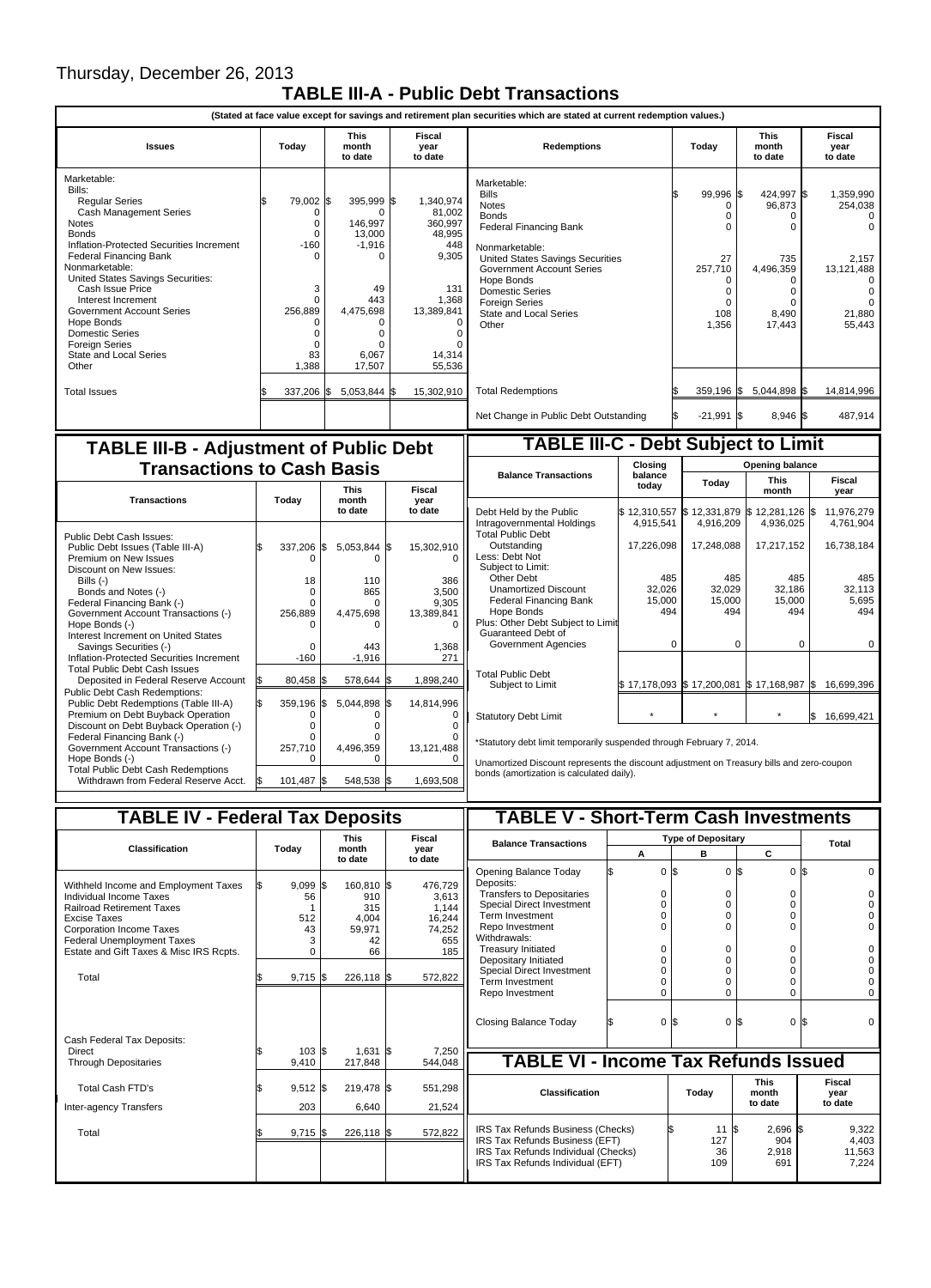Thursday, December 26, 2013

# TABLE III-A - Public Debt Transactions

(Stated at face value except for savings and retirement plan securities which are stated at current redemption values.)

| Issues | Today | This month to date | Fiscal year to date |
|---|---|---|---|
| Marketable: | | | |
| Bills: | | | |
| Regular Series | $ 79,002 | $ 395,999 | $ 1,340,974 |
| Cash Management Series | 0 | 0 | 81,002 |
| Notes | 0 | 146,997 | 360,997 |
| Bonds | 0 | 13,000 | 48,995 |
| Inflation-Protected Securities Increment | -160 | -1,916 | 448 |
| Federal Financing Bank | 0 | 0 | 9,305 |
| Nonmarketable: | | | |
| United States Savings Securities: | | | |
| Cash Issue Price | 3 | 49 | 131 |
| Interest Increment | 0 | 443 | 1,368 |
| Government Account Series | 256,889 | 4,475,698 | 13,389,841 |
| Hope Bonds | 0 | 0 | 0 |
| Domestic Series | 0 | 0 | 0 |
| Foreign Series | 0 | 0 | 0 |
| State and Local Series | 83 | 6,067 | 14,314 |
| Other | 1,388 | 17,507 | 55,536 |
| Total Issues | $ 337,206 | $ 5,053,844 | $ 15,302,910 |

| Redemptions | Today | This month to date | Fiscal year to date |
|---|---|---|---|
| Marketable: | | | |
| Bills | $ 99,996 | $ 424,997 | $ 1,359,990 |
| Notes | 0 | 96,873 | 254,038 |
| Bonds | 0 | 0 | 0 |
| Federal Financing Bank | 0 | 0 | 0 |
| Nonmarketable: | | | |
| United States Savings Securities | 27 | 735 | 2,157 |
| Government Account Series | 257,710 | 4,496,359 | 13,121,488 |
| Hope Bonds | 0 | 0 | 0 |
| Domestic Series | 0 | 0 | 0 |
| Foreign Series | 0 | 0 | 0 |
| State and Local Series | 108 | 8,490 | 21,880 |
| Other | 1,356 | 17,443 | 55,443 |
| Total Redemptions | $ 359,196 | $ 5,044,898 | $ 14,814,996 |
| Net Change in Public Debt Outstanding | $ -21,991 | $ 8,946 | $ 487,914 |

# TABLE III-B - Adjustment of Public Debt Transactions to Cash Basis

| Transactions | Today | This month to date | Fiscal year to date |
|---|---|---|---|
| Public Debt Cash Issues: | | | |
| Public Debt Issues (Table III-A) | $ 337,206 | $ 5,053,844 | $ 15,302,910 |
| Premium on New Issues | 0 | 0 | 0 |
| Discount on New Issues: | | | |
| Bills (-) | 18 | 110 | 386 |
| Bonds and Notes (-) | 0 | 865 | 3,500 |
| Federal Financing Bank (-) | 0 | 0 | 9,305 |
| Government Account Transactions (-) | 256,889 | 4,475,698 | 13,389,841 |
| Hope Bonds (-) | 0 | 0 | 0 |
| Interest Increment on United States Savings Securities (-) | 0 | 443 | 1,368 |
| Inflation-Protected Securities Increment | -160 | -1,916 | 271 |
| Total Public Debt Cash Issues Deposited in Federal Reserve Account | $ 80,458 | $ 578,644 | $ 1,898,240 |
| Public Debt Cash Redemptions: | | | |
| Public Debt Redemptions (Table III-A) | $ 359,196 | $ 5,044,898 | $ 14,814,996 |
| Premium on Debt Buyback Operation | 0 | 0 | 0 |
| Discount on Debt Buyback Operation (-) | 0 | 0 | 0 |
| Federal Financing Bank (-) | 0 | 0 | 0 |
| Government Account Transactions (-) | 257,710 | 4,496,359 | 13,121,488 |
| Hope Bonds (-) | 0 | 0 | 0 |
| Total Public Debt Cash Redemptions Withdrawn from Federal Reserve Acct. | $ 101,487 | $ 548,538 | $ 1,693,508 |

# TABLE III-C - Debt Subject to Limit

| Balance Transactions | Closing balance today | Opening balance Today | Opening balance This month | Opening balance Fiscal year |
|---|---|---|---|---|
| Debt Held by the Public | $ 12,310,557 | $ 12,331,879 | $ 12,281,126 | $ 11,976,279 |
| Intragovernmental Holdings | 4,915,541 | 4,916,209 | 4,936,025 | 4,761,904 |
| Total Public Debt Outstanding | 17,226,098 | 17,248,088 | 17,217,152 | 16,738,184 |
| Less: Debt Not Subject to Limit: | | | | |
| Other Debt | 485 | 485 | 485 | 485 |
| Unamortized Discount | 32,026 | 32,029 | 32,186 | 32,113 |
| Federal Financing Bank | 15,000 | 15,000 | 15,000 | 5,695 |
| Hope Bonds | 494 | 494 | 494 | 494 |
| Plus: Other Debt Subject to Limit | | | | |
| Guaranteed Debt of Government Agencies | 0 | 0 | 0 | 0 |
| Total Public Debt Subject to Limit | $ 17,178,093 | $ 17,200,081 | $ 17,168,987 | $ 16,699,396 |
| Statutory Debt Limit | * | * | * | $ 16,699,421 |

*Statutory debt limit temporarily suspended through February 7, 2014.

Unamortized Discount represents the discount adjustment on Treasury bills and zero-coupon bonds (amortization is calculated daily).

# TABLE IV - Federal Tax Deposits

| Classification | Today | This month to date | Fiscal year to date |
|---|---|---|---|
| Withheld Income and Employment Taxes | $ 9,099 | $ 160,810 | $ 476,729 |
| Individual Income Taxes | 56 | 910 | 3,613 |
| Railroad Retirement Taxes | 1 | 315 | 1,144 |
| Excise Taxes | 512 | 4,004 | 16,244 |
| Corporation Income Taxes | 43 | 59,971 | 74,252 |
| Federal Unemployment Taxes | 3 | 42 | 655 |
| Estate and Gift Taxes & Misc IRS Rcpts. | 0 | 66 | 185 |
| Total | $ 9,715 | $ 226,118 | $ 572,822 |
| Cash Federal Tax Deposits: | | | |
| Direct | $ 103 | $ 1,631 | $ 7,250 |
| Through Depositaries | 9,410 | 217,848 | 544,048 |
| Total Cash FTD's | $ 9,512 | $ 219,478 | $ 551,298 |
| Inter-agency Transfers | 203 | 6,640 | 21,524 |
| Total | $ 9,715 | $ 226,118 | $ 572,822 |

# TABLE V - Short-Term Cash Investments

| Balance Transactions | Type of Depositary A | Type of Depositary B | Type of Depositary C | Total |
|---|---|---|---|---|
| Opening Balance Today | $ 0 | $ 0 | $ 0 | $ 0 |
| Deposits: | | | | |
| Transfers to Depositaries | 0 | 0 | 0 | 0 |
| Special Direct Investment | 0 | 0 | 0 | 0 |
| Term Investment | 0 | 0 | 0 | 0 |
| Repo Investment | 0 | 0 | 0 | 0 |
| Withdrawals: | | | | |
| Treasury Initiated | 0 | 0 | 0 | 0 |
| Depositary Initiated | 0 | 0 | 0 | 0 |
| Special Direct Investment | 0 | 0 | 0 | 0 |
| Term Investment | 0 | 0 | 0 | 0 |
| Repo Investment | 0 | 0 | 0 | 0 |
| Closing Balance Today | $ 0 | $ 0 | $ 0 | $ 0 |

# TABLE VI - Income Tax Refunds Issued

| Classification | Today | This month to date | Fiscal year to date |
|---|---|---|---|
| IRS Tax Refunds Business (Checks) | $ 11 | $ 2,696 | $ 9,322 |
| IRS Tax Refunds Business (EFT) | 127 | 904 | 4,403 |
| IRS Tax Refunds Individual (Checks) | 36 | 2,918 | 11,563 |
| IRS Tax Refunds Individual (EFT) | 109 | 691 | 7,224 |